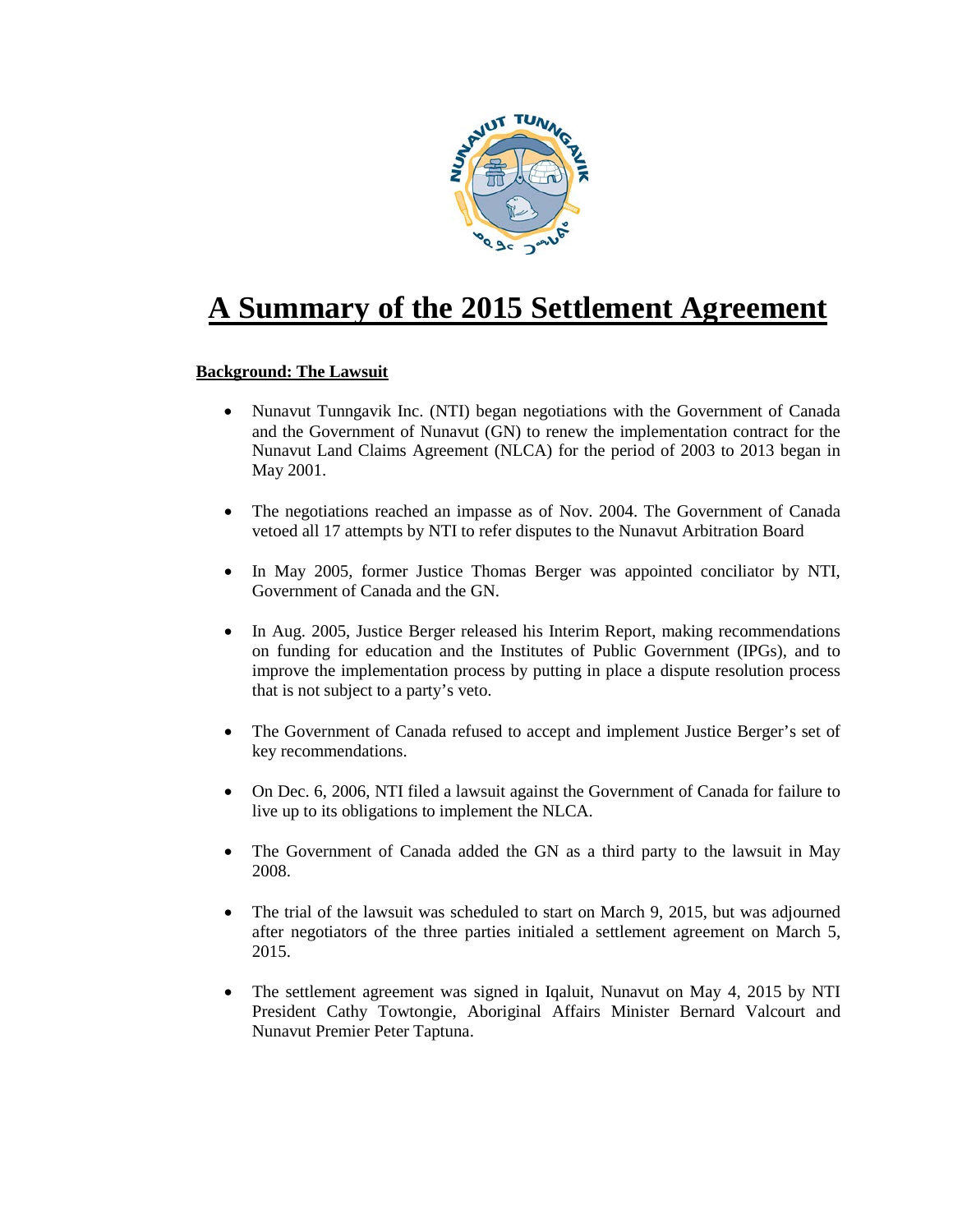# A Summary of the 2015 Settlement Agreement

**Background: The Lawsuit**

- Nunavut Tunngavik Inc. (NTI) began negotiations with the Government of Canada and the Government of Nunavut (GN) to renew the implementation contract for the Nunavut Land Claims Agreement (NLCA) for the period of 2003 to 2013 began in May 2001.

- The negotiations reached an impasse as of Nov. 2004. The Government of Canada vetoed all 17 attempts by NTI to refer disputes to the Nunavut Arbitration Board

- In May 2005, former Justice Thomas Berger was appointed conciliator by NTI, Government of Canada and the GN.

- In Aug. 2005, Justice Berger released his Interim Report, making recommendations on funding for education and the Institutes of Public Government (IPGs), and to improve the implementation process by putting in place a dispute resolution process that is not subject to a party's veto.

- The Government of Canada refused to accept and implement Justice Berger's set of key recommendations.

- On Dec. 6, 2006, NTI filed a lawsuit against the Government of Canada for failure to live up to its obligations to implement the NLCA.

- The Government of Canada added the GN as a third party to the lawsuit in May 2008.

- The trial of the lawsuit was scheduled to start on March 9, 2015, but was adjourned after negotiators of the three parties initialed a settlement agreement on March 5, 2015.

- The settlement agreement was signed in Iqaluit, Nunavut on May 4, 2015 by NTI President Cathy Towtongie, Aboriginal Affairs Minister Bernard Valcourt and Nunavut Premier Peter Taptuna.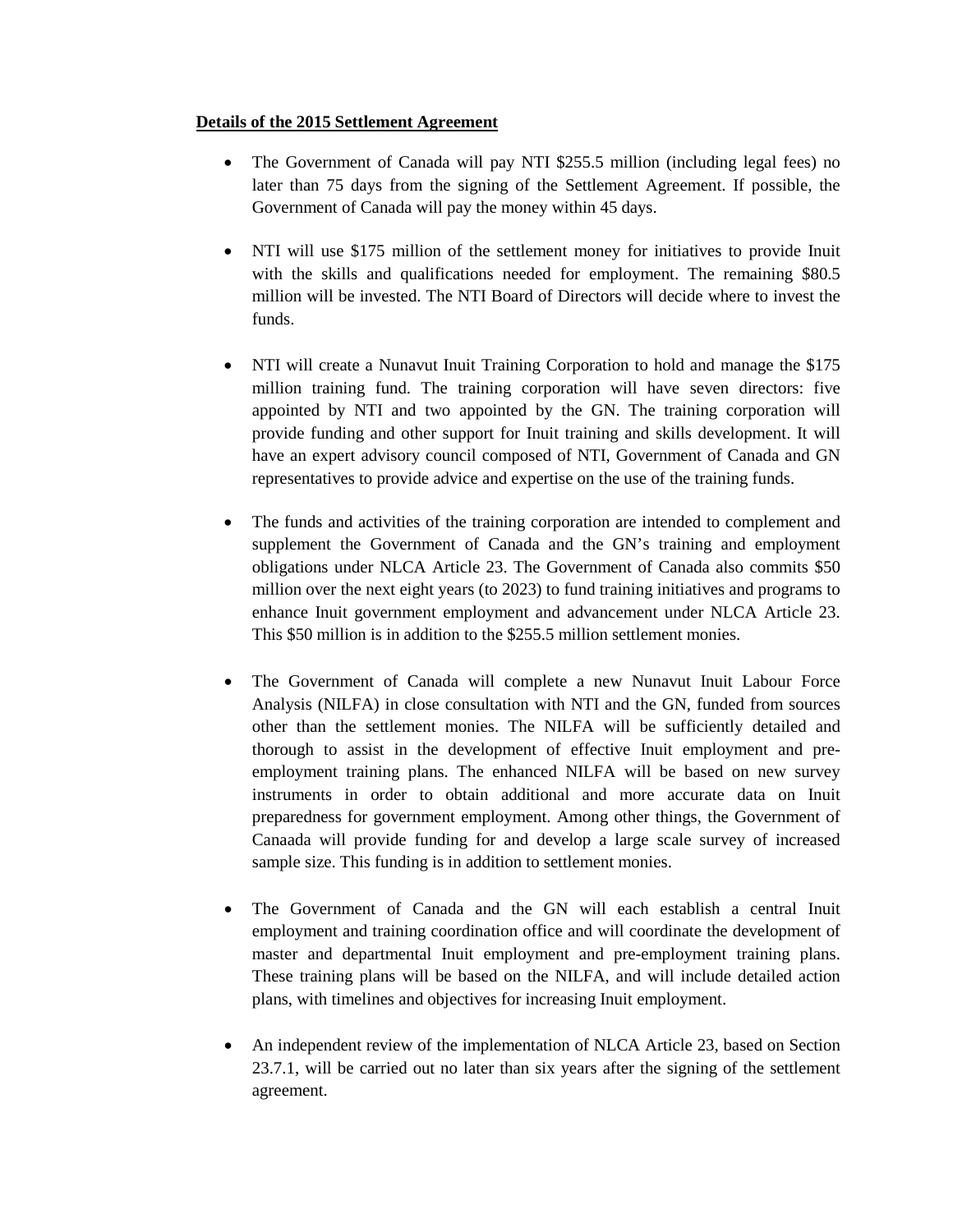**Details of the 2015 Settlement Agreement**

- The Government of Canada will pay NTI $255.5 million (including legal fees) no later than 75 days from the signing of the Settlement Agreement. If possible, the Government of Canada will pay the money within 45 days.

- NTI will use $175 million of the settlement money for initiatives to provide Inuit with the skills and qualifications needed for employment. The remaining $80.5 million will be invested. The NTI Board of Directors will decide where to invest the funds.

- NTI will create a Nunavut Inuit Training Corporation to hold and manage the $175 million training fund. The training corporation will have seven directors: five appointed by NTI and two appointed by the GN. The training corporation will provide funding and other support for Inuit training and skills development. It will have an expert advisory council composed of NTI, Government of Canada and GN representatives to provide advice and expertise on the use of the training funds.

- The funds and activities of the training corporation are intended to complement and supplement the Government of Canada and the GN's training and employment obligations under NLCA Article 23. The Government of Canada also commits $50 million over the next eight years (to 2023) to fund training initiatives and programs to enhance Inuit government employment and advancement under NLCA Article 23. This $50 million is in addition to the $255.5 million settlement monies.

- The Government of Canada will complete a new Nunavut Inuit Labour Force Analysis (NILFA) in close consultation with NTI and the GN, funded from sources other than the settlement monies. The NILFA will be sufficiently detailed and thorough to assist in the development of effective Inuit employment and pre-employment training plans. The enhanced NILFA will be based on new survey instruments in order to obtain additional and more accurate data on Inuit preparedness for government employment. Among other things, the Government of Canaada will provide funding for and develop a large scale survey of increased sample size. This funding is in addition to settlement monies.

- The Government of Canada and the GN will each establish a central Inuit employment and training coordination office and will coordinate the development of master and departmental Inuit employment and pre-employment training plans. These training plans will be based on the NILFA, and will include detailed action plans, with timelines and objectives for increasing Inuit employment.

- An independent review of the implementation of NLCA Article 23, based on Section 23.7.1, will be carried out no later than six years after the signing of the settlement agreement.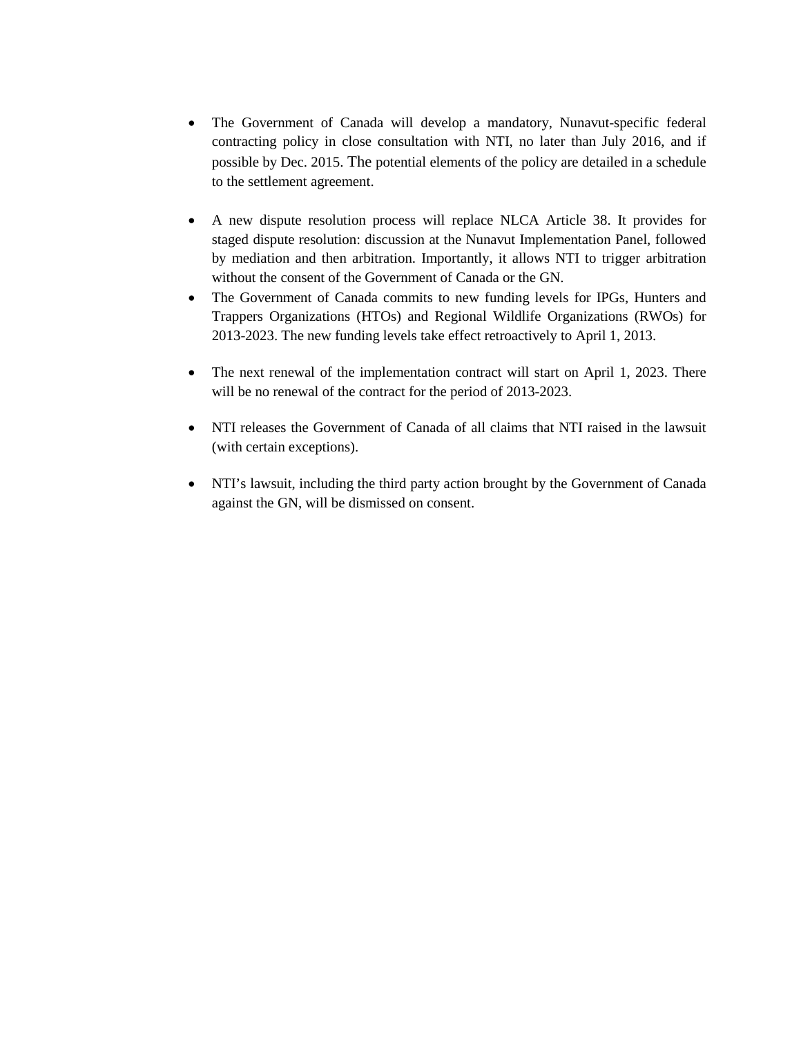- The Government of Canada will develop a mandatory, Nunavut-specific federal contracting policy in close consultation with NTI, no later than July 2016, and if possible by Dec. 2015. The potential elements of the policy are detailed in a schedule to the settlement agreement.

- A new dispute resolution process will replace NLCA Article 38. It provides for staged dispute resolution: discussion at the Nunavut Implementation Panel, followed by mediation and then arbitration. Importantly, it allows NTI to trigger arbitration without the consent of the Government of Canada or the GN.
- The Government of Canada commits to new funding levels for IPGs, Hunters and Trappers Organizations (HTOs) and Regional Wildlife Organizations (RWOs) for 2013-2023. The new funding levels take effect retroactively to April 1, 2013.

- The next renewal of the implementation contract will start on April 1, 2023. There will be no renewal of the contract for the period of 2013-2023.

- NTI releases the Government of Canada of all claims that NTI raised in the lawsuit (with certain exceptions).

- NTI's lawsuit, including the third party action brought by the Government of Canada against the GN, will be dismissed on consent.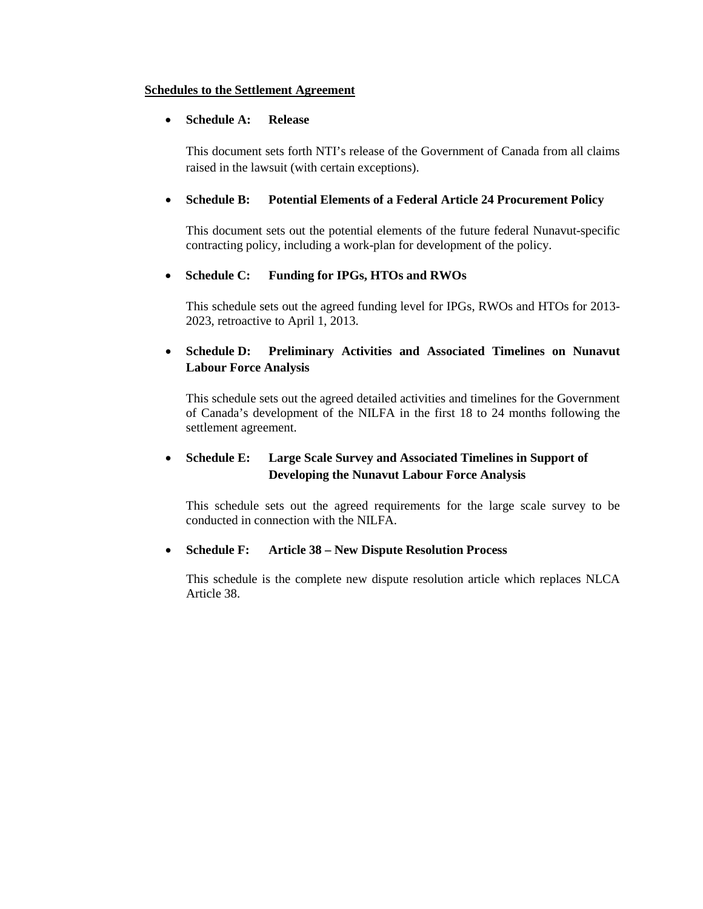**<u>Schedules to the Settlement Agreement</u>**

- **Schedule A: Release**

  This document sets forth NTI's release of the Government of Canada from all claims raised in the lawsuit (with certain exceptions).

- **Schedule B: Potential Elements of a Federal Article 24 Procurement Policy**

  This document sets out the potential elements of the future federal Nunavut-specific contracting policy, including a work-plan for development of the policy.

- **Schedule C: Funding for IPGs, HTOs and RWOs**

  This schedule sets out the agreed funding level for IPGs, RWOs and HTOs for 2013-2023, retroactive to April 1, 2013.

- **Schedule D: Preliminary Activities and Associated Timelines on Nunavut Labour Force Analysis**

  This schedule sets out the agreed detailed activities and timelines for the Government of Canada's development of the NILFA in the first 18 to 24 months following the settlement agreement.

- **Schedule E: Large Scale Survey and Associated Timelines in Support of Developing the Nunavut Labour Force Analysis**

  This schedule sets out the agreed requirements for the large scale survey to be conducted in connection with the NILFA.

- **Schedule F: Article 38 – New Dispute Resolution Process**

  This schedule is the complete new dispute resolution article which replaces NLCA Article 38.